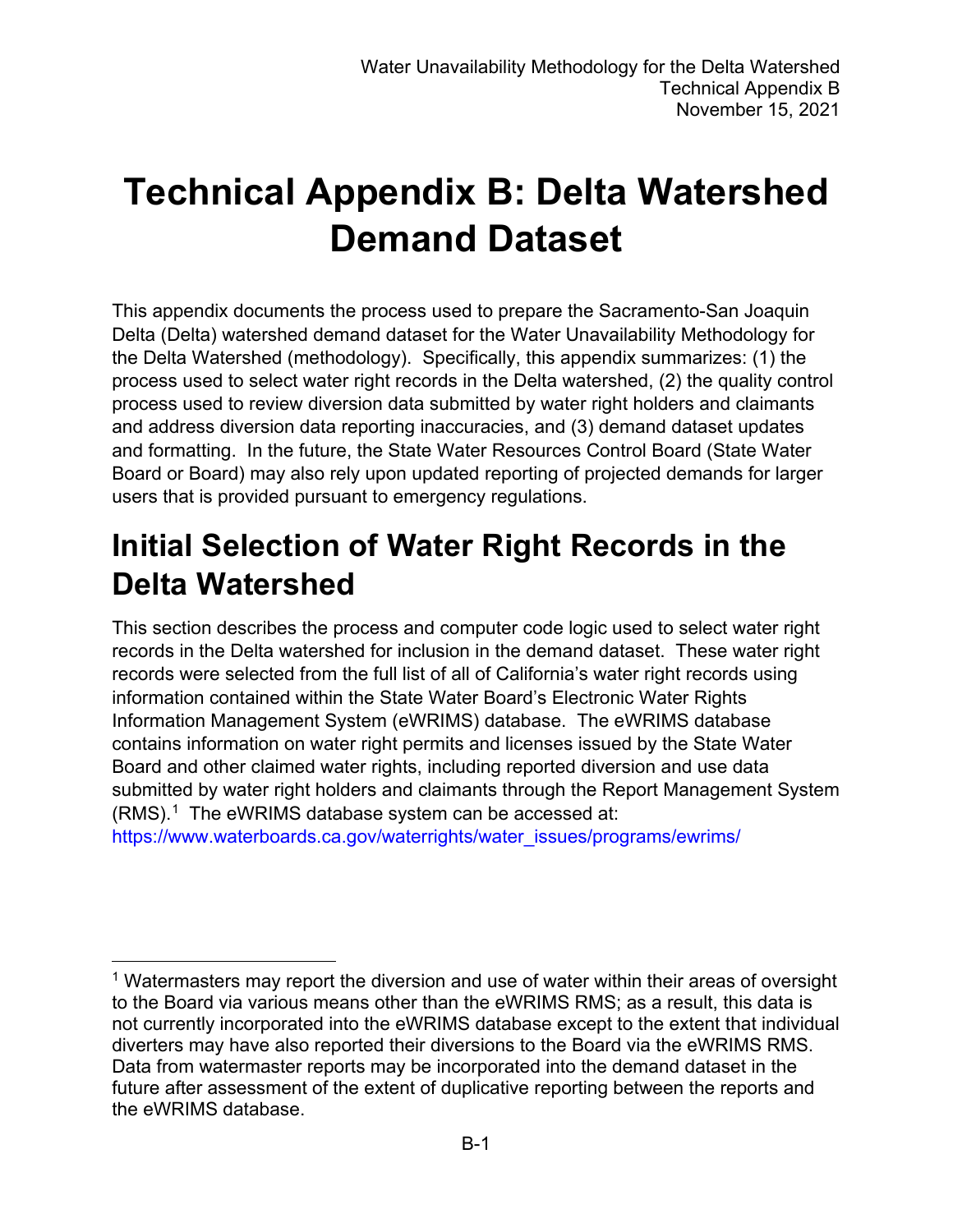# Technical Appendix B: Delta Watershed Demand Dataset

This appendix documents the process used to prepare the Sacramento-San Joaquin Delta (Delta) watershed demand dataset for the Water Unavailability Methodology for the Delta Watershed (methodology). Specifically, this appendix summarizes: (1) the process used to select water right records in the Delta watershed, (2) the quality control process used to review diversion data submitted by water right holders and claimants and address diversion data reporting inaccuracies, and (3) demand dataset updates and formatting. In the future, the State Water Resources Control Board (State Water Board or Board) may also rely upon updated reporting of projected demands for larger users that is provided pursuant to emergency regulations.

## Initial Selection of Water Right Records in the Delta Watershed

This section describes the process and computer code logic used to select water right records in the Delta watershed for inclusion in the demand dataset. These water right records were selected from the full list of all of California's water right records using information contained within the State Water Board's Electronic Water Rights Information Management System (eWRIMS) database. The eWRIMS database contains information on water right permits and licenses issued by the State Water Board and other claimed water rights, including reported diversion and use data submitted by water right holders and claimants through the Report Management System (RMS).[1] The eWRIMS database system can be accessed at: https://www.waterboards.ca.gov/waterrights/water_issues/programs/ewrims/

[1] Watermasters may report the diversion and use of water within their areas of oversight to the Board via various means other than the eWRIMS RMS; as a result, this data is not currently incorporated into the eWRIMS database except to the extent that individual diverters may have also reported their diversions to the Board via the eWRIMS RMS. Data from watermaster reports may be incorporated into the demand dataset in the future after assessment of the extent of duplicative reporting between the reports and the eWRIMS database.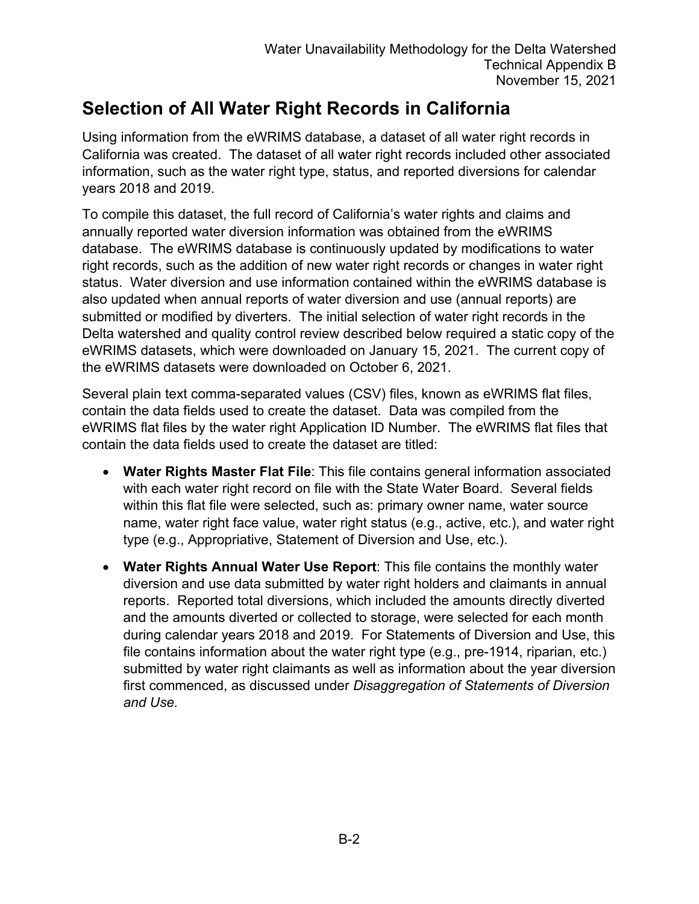## Selection of All Water Right Records in California

Using information from the eWRIMS database, a dataset of all water right records in California was created. The dataset of all water right records included other associated information, such as the water right type, status, and reported diversions for calendar years 2018 and 2019.

To compile this dataset, the full record of California's water rights and claims and annually reported water diversion information was obtained from the eWRIMS database. The eWRIMS database is continuously updated by modifications to water right records, such as the addition of new water right records or changes in water right status. Water diversion and use information contained within the eWRIMS database is also updated when annual reports of water diversion and use (annual reports) are submitted or modified by diverters. The initial selection of water right records in the Delta watershed and quality control review described below required a static copy of the eWRIMS datasets, which were downloaded on January 15, 2021. The current copy of the eWRIMS datasets were downloaded on October 6, 2021.

Several plain text comma-separated values (CSV) files, known as eWRIMS flat files, contain the data fields used to create the dataset. Data was compiled from the eWRIMS flat files by the water right Application ID Number. The eWRIMS flat files that contain the data fields used to create the dataset are titled:

- **Water Rights Master Flat File**: This file contains general information associated with each water right record on file with the State Water Board. Several fields within this flat file were selected, such as: primary owner name, water source name, water right face value, water right status (e.g., active, etc.), and water right type (e.g., Appropriative, Statement of Diversion and Use, etc.).
- **Water Rights Annual Water Use Report**: This file contains the monthly water diversion and use data submitted by water right holders and claimants in annual reports. Reported total diversions, which included the amounts directly diverted and the amounts diverted or collected to storage, were selected for each month during calendar years 2018 and 2019. For Statements of Diversion and Use, this file contains information about the water right type (e.g., pre-1914, riparian, etc.) submitted by water right claimants as well as information about the year diversion first commenced, as discussed under *Disaggregation of Statements of Diversion and Use.*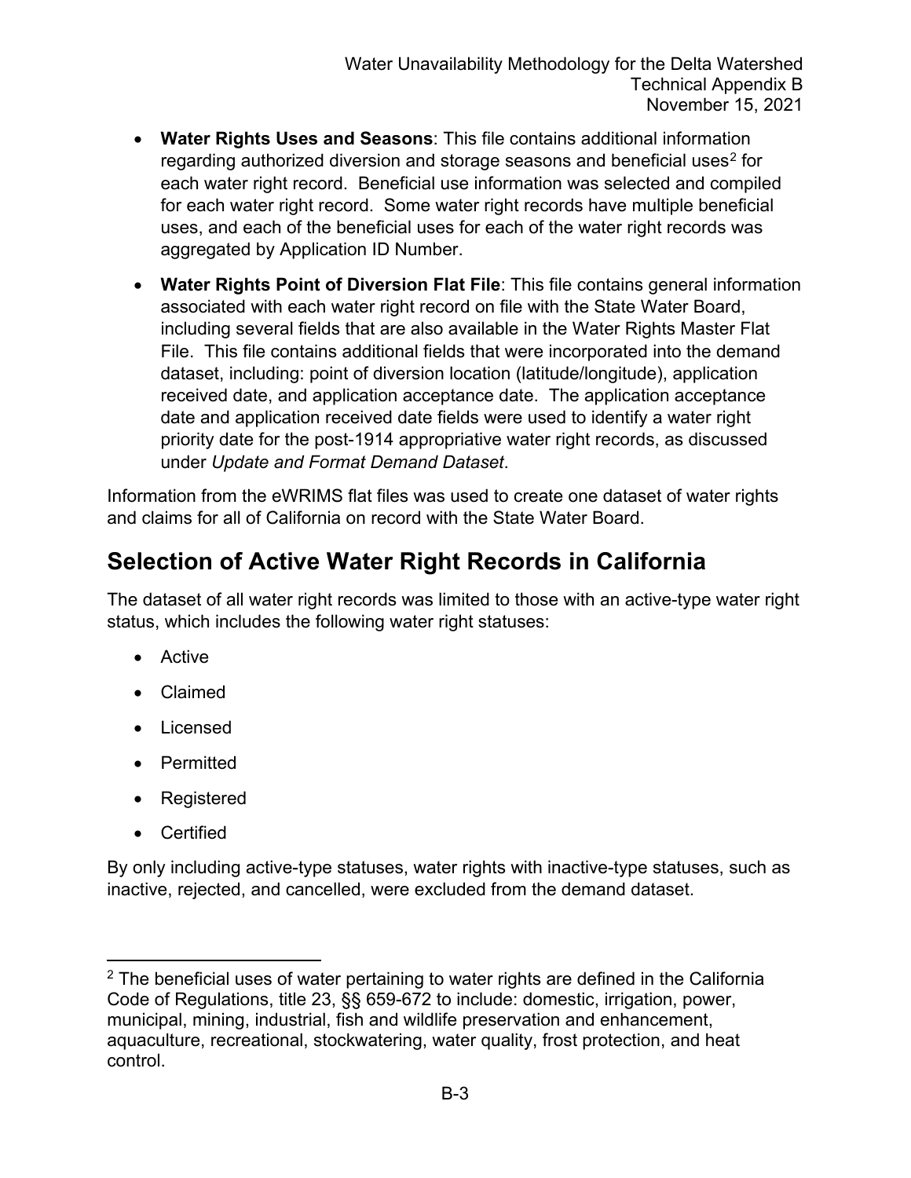- **Water Rights Uses and Seasons**: This file contains additional information regarding authorized diversion and storage seasons and beneficial uses[2] for each water right record. Beneficial use information was selected and compiled for each water right record. Some water right records have multiple beneficial uses, and each of the beneficial uses for each of the water right records was aggregated by Application ID Number.
- **Water Rights Point of Diversion Flat File**: This file contains general information associated with each water right record on file with the State Water Board, including several fields that are also available in the Water Rights Master Flat File. This file contains additional fields that were incorporated into the demand dataset, including: point of diversion location (latitude/longitude), application received date, and application acceptance date. The application acceptance date and application received date fields were used to identify a water right priority date for the post-1914 appropriative water right records, as discussed under *Update and Format Demand Dataset*.

Information from the eWRIMS flat files was used to create one dataset of water rights and claims for all of California on record with the State Water Board.

## Selection of Active Water Right Records in California

The dataset of all water right records was limited to those with an active-type water right status, which includes the following water right statuses:

- Active
- Claimed
- Licensed
- Permitted
- Registered
- Certified

By only including active-type statuses, water rights with inactive-type statuses, such as inactive, rejected, and cancelled, were excluded from the demand dataset.

[2] The beneficial uses of water pertaining to water rights are defined in the California Code of Regulations, title 23, §§ 659-672 to include: domestic, irrigation, power, municipal, mining, industrial, fish and wildlife preservation and enhancement, aquaculture, recreational, stockwatering, water quality, frost protection, and heat control.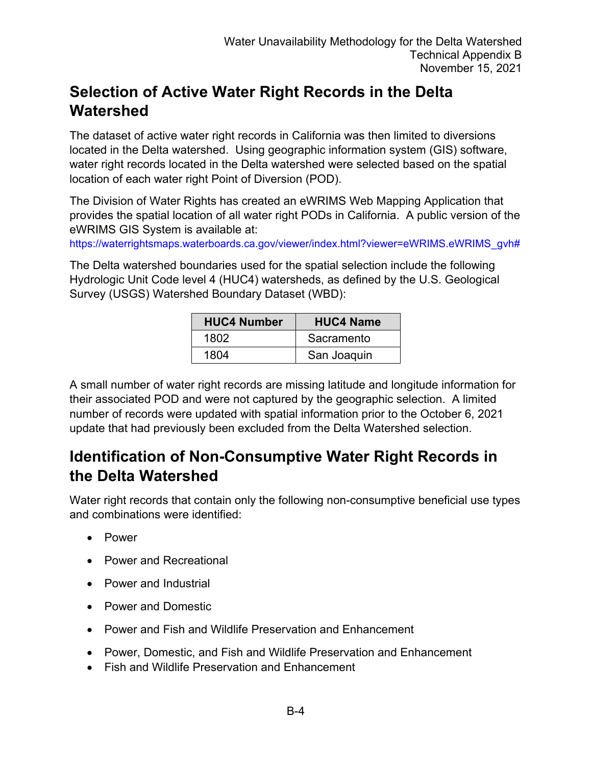## Selection of Active Water Right Records in the Delta Watershed

The dataset of active water right records in California was then limited to diversions located in the Delta watershed. Using geographic information system (GIS) software, water right records located in the Delta watershed were selected based on the spatial location of each water right Point of Diversion (POD).

The Division of Water Rights has created an eWRIMS Web Mapping Application that provides the spatial location of all water right PODs in California. A public version of the eWRIMS GIS System is available at:
https://waterrightsmaps.waterboards.ca.gov/viewer/index.html?viewer=eWRIMS.eWRIMS_gvh#

The Delta watershed boundaries used for the spatial selection include the following Hydrologic Unit Code level 4 (HUC4) watersheds, as defined by the U.S. Geological Survey (USGS) Watershed Boundary Dataset (WBD):

| HUC4 Number | HUC4 Name |
| --- | --- |
| 1802 | Sacramento |
| 1804 | San Joaquin |

A small number of water right records are missing latitude and longitude information for their associated POD and were not captured by the geographic selection. A limited number of records were updated with spatial information prior to the October 6, 2021 update that had previously been excluded from the Delta Watershed selection.

## Identification of Non-Consumptive Water Right Records in the Delta Watershed

Water right records that contain only the following non-consumptive beneficial use types and combinations were identified:

- Power
- Power and Recreational
- Power and Industrial
- Power and Domestic
- Power and Fish and Wildlife Preservation and Enhancement
- Power, Domestic, and Fish and Wildlife Preservation and Enhancement
- Fish and Wildlife Preservation and Enhancement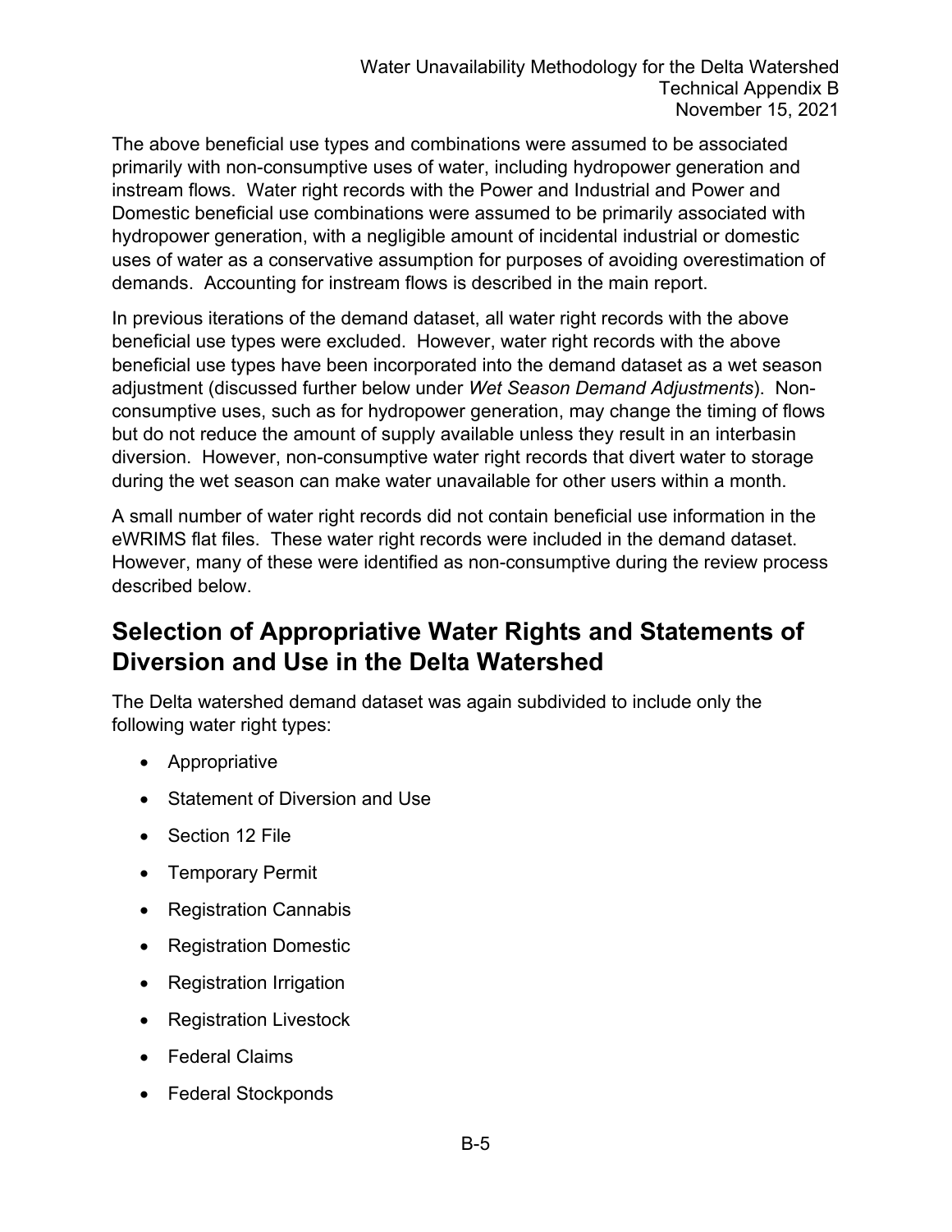The above beneficial use types and combinations were assumed to be associated primarily with non-consumptive uses of water, including hydropower generation and instream flows. Water right records with the Power and Industrial and Power and Domestic beneficial use combinations were assumed to be primarily associated with hydropower generation, with a negligible amount of incidental industrial or domestic uses of water as a conservative assumption for purposes of avoiding overestimation of demands. Accounting for instream flows is described in the main report.

In previous iterations of the demand dataset, all water right records with the above beneficial use types were excluded. However, water right records with the above beneficial use types have been incorporated into the demand dataset as a wet season adjustment (discussed further below under *Wet Season Demand Adjustments*). Non-consumptive uses, such as for hydropower generation, may change the timing of flows but do not reduce the amount of supply available unless they result in an interbasin diversion. However, non-consumptive water right records that divert water to storage during the wet season can make water unavailable for other users within a month.

A small number of water right records did not contain beneficial use information in the eWRIMS flat files. These water right records were included in the demand dataset. However, many of these were identified as non-consumptive during the review process described below.

## Selection of Appropriative Water Rights and Statements of Diversion and Use in the Delta Watershed

The Delta watershed demand dataset was again subdivided to include only the following water right types:

- Appropriative
- Statement of Diversion and Use
- Section 12 File
- Temporary Permit
- Registration Cannabis
- Registration Domestic
- Registration Irrigation
- Registration Livestock
- Federal Claims
- Federal Stockponds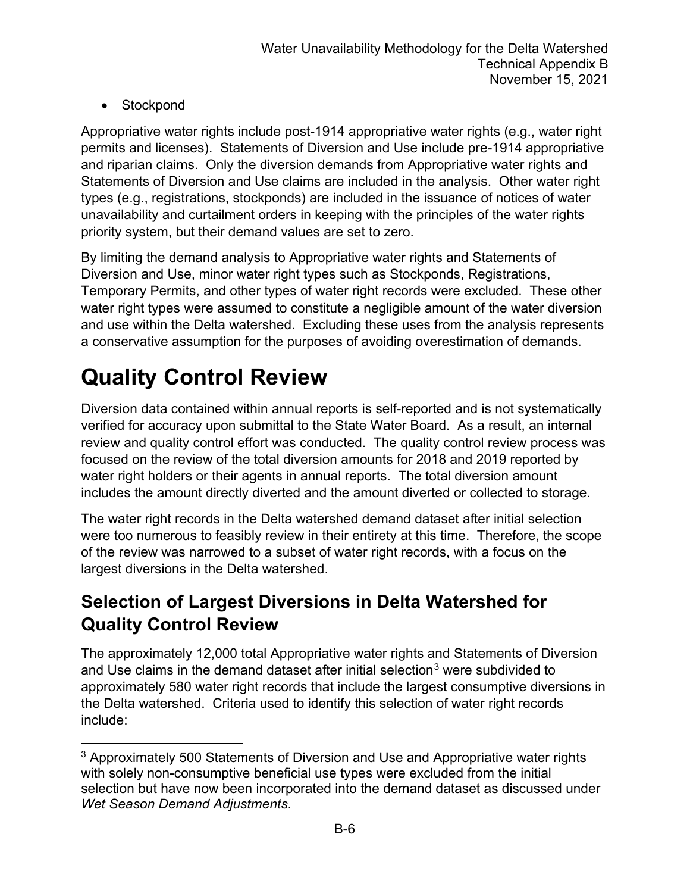- Stockpond

Appropriative water rights include post-1914 appropriative water rights (e.g., water right permits and licenses). Statements of Diversion and Use include pre-1914 appropriative and riparian claims. Only the diversion demands from Appropriative water rights and Statements of Diversion and Use claims are included in the analysis. Other water right types (e.g., registrations, stockponds) are included in the issuance of notices of water unavailability and curtailment orders in keeping with the principles of the water rights priority system, but their demand values are set to zero.

By limiting the demand analysis to Appropriative water rights and Statements of Diversion and Use, minor water right types such as Stockponds, Registrations, Temporary Permits, and other types of water right records were excluded. These other water right types were assumed to constitute a negligible amount of the water diversion and use within the Delta watershed. Excluding these uses from the analysis represents a conservative assumption for the purposes of avoiding overestimation of demands.

# Quality Control Review

Diversion data contained within annual reports is self-reported and is not systematically verified for accuracy upon submittal to the State Water Board. As a result, an internal review and quality control effort was conducted. The quality control review process was focused on the review of the total diversion amounts for 2018 and 2019 reported by water right holders or their agents in annual reports. The total diversion amount includes the amount directly diverted and the amount diverted or collected to storage.

The water right records in the Delta watershed demand dataset after initial selection were too numerous to feasibly review in their entirety at this time. Therefore, the scope of the review was narrowed to a subset of water right records, with a focus on the largest diversions in the Delta watershed.

## Selection of Largest Diversions in Delta Watershed for Quality Control Review

The approximately 12,000 total Appropriative water rights and Statements of Diversion and Use claims in the demand dataset after initial selection[3] were subdivided to approximately 580 water right records that include the largest consumptive diversions in the Delta watershed. Criteria used to identify this selection of water right records include:

[3] Approximately 500 Statements of Diversion and Use and Appropriative water rights with solely non-consumptive beneficial use types were excluded from the initial selection but have now been incorporated into the demand dataset as discussed under *Wet Season Demand Adjustments*.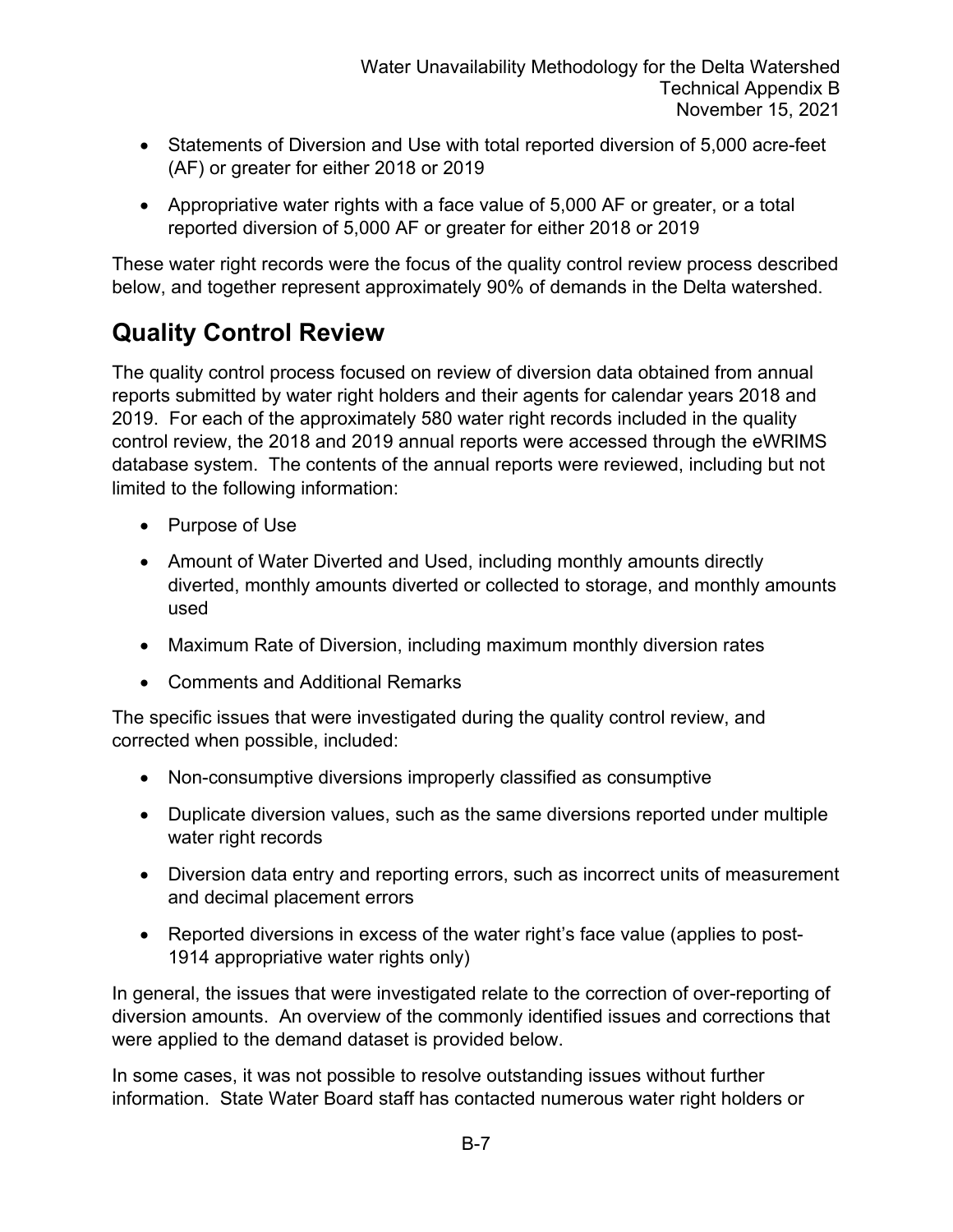- Statements of Diversion and Use with total reported diversion of 5,000 acre-feet (AF) or greater for either 2018 or 2019
- Appropriative water rights with a face value of 5,000 AF or greater, or a total reported diversion of 5,000 AF or greater for either 2018 or 2019

These water right records were the focus of the quality control review process described below, and together represent approximately 90% of demands in the Delta watershed.

## Quality Control Review

The quality control process focused on review of diversion data obtained from annual reports submitted by water right holders and their agents for calendar years 2018 and 2019. For each of the approximately 580 water right records included in the quality control review, the 2018 and 2019 annual reports were accessed through the eWRIMS database system. The contents of the annual reports were reviewed, including but not limited to the following information:

- Purpose of Use
- Amount of Water Diverted and Used, including monthly amounts directly diverted, monthly amounts diverted or collected to storage, and monthly amounts used
- Maximum Rate of Diversion, including maximum monthly diversion rates
- Comments and Additional Remarks

The specific issues that were investigated during the quality control review, and corrected when possible, included:

- Non-consumptive diversions improperly classified as consumptive
- Duplicate diversion values, such as the same diversions reported under multiple water right records
- Diversion data entry and reporting errors, such as incorrect units of measurement and decimal placement errors
- Reported diversions in excess of the water right's face value (applies to post-1914 appropriative water rights only)

In general, the issues that were investigated relate to the correction of over-reporting of diversion amounts. An overview of the commonly identified issues and corrections that were applied to the demand dataset is provided below.

In some cases, it was not possible to resolve outstanding issues without further information. State Water Board staff has contacted numerous water right holders or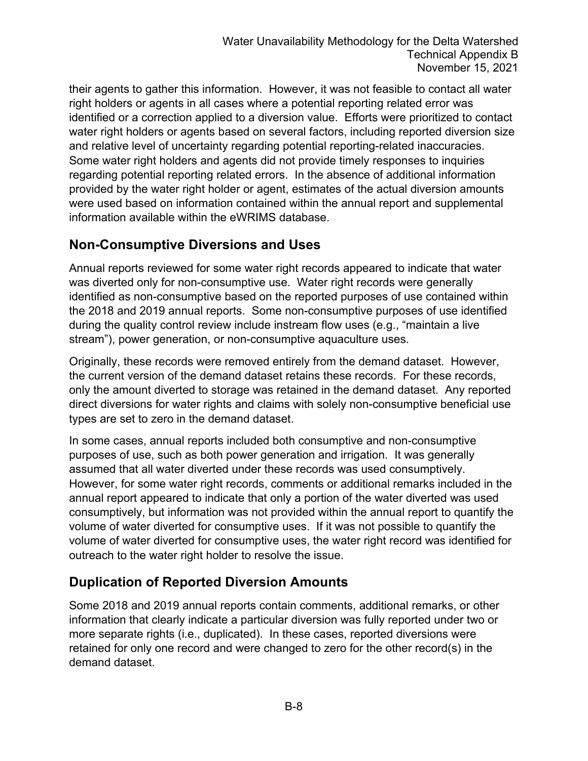their agents to gather this information. However, it was not feasible to contact all water right holders or agents in all cases where a potential reporting related error was identified or a correction applied to a diversion value. Efforts were prioritized to contact water right holders or agents based on several factors, including reported diversion size and relative level of uncertainty regarding potential reporting-related inaccuracies. Some water right holders and agents did not provide timely responses to inquiries regarding potential reporting related errors. In the absence of additional information provided by the water right holder or agent, estimates of the actual diversion amounts were used based on information contained within the annual report and supplemental information available within the eWRIMS database.

## Non-Consumptive Diversions and Uses

Annual reports reviewed for some water right records appeared to indicate that water was diverted only for non-consumptive use. Water right records were generally identified as non-consumptive based on the reported purposes of use contained within the 2018 and 2019 annual reports. Some non-consumptive purposes of use identified during the quality control review include instream flow uses (e.g., "maintain a live stream"), power generation, or non-consumptive aquaculture uses.

Originally, these records were removed entirely from the demand dataset. However, the current version of the demand dataset retains these records. For these records, only the amount diverted to storage was retained in the demand dataset. Any reported direct diversions for water rights and claims with solely non-consumptive beneficial use types are set to zero in the demand dataset.

In some cases, annual reports included both consumptive and non-consumptive purposes of use, such as both power generation and irrigation. It was generally assumed that all water diverted under these records was used consumptively. However, for some water right records, comments or additional remarks included in the annual report appeared to indicate that only a portion of the water diverted was used consumptively, but information was not provided within the annual report to quantify the volume of water diverted for consumptive uses. If it was not possible to quantify the volume of water diverted for consumptive uses, the water right record was identified for outreach to the water right holder to resolve the issue.

## Duplication of Reported Diversion Amounts

Some 2018 and 2019 annual reports contain comments, additional remarks, or other information that clearly indicate a particular diversion was fully reported under two or more separate rights (i.e., duplicated). In these cases, reported diversions were retained for only one record and were changed to zero for the other record(s) in the demand dataset.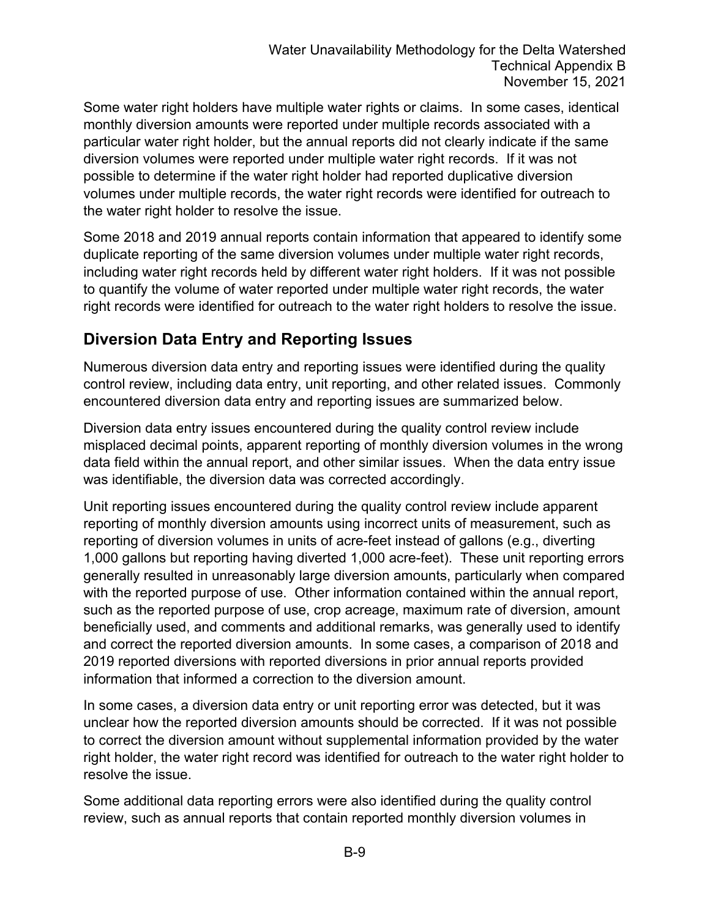Some water right holders have multiple water rights or claims. In some cases, identical monthly diversion amounts were reported under multiple records associated with a particular water right holder, but the annual reports did not clearly indicate if the same diversion volumes were reported under multiple water right records. If it was not possible to determine if the water right holder had reported duplicative diversion volumes under multiple records, the water right records were identified for outreach to the water right holder to resolve the issue.

Some 2018 and 2019 annual reports contain information that appeared to identify some duplicate reporting of the same diversion volumes under multiple water right records, including water right records held by different water right holders. If it was not possible to quantify the volume of water reported under multiple water right records, the water right records were identified for outreach to the water right holders to resolve the issue.

## Diversion Data Entry and Reporting Issues

Numerous diversion data entry and reporting issues were identified during the quality control review, including data entry, unit reporting, and other related issues. Commonly encountered diversion data entry and reporting issues are summarized below.

Diversion data entry issues encountered during the quality control review include misplaced decimal points, apparent reporting of monthly diversion volumes in the wrong data field within the annual report, and other similar issues. When the data entry issue was identifiable, the diversion data was corrected accordingly.

Unit reporting issues encountered during the quality control review include apparent reporting of monthly diversion amounts using incorrect units of measurement, such as reporting of diversion volumes in units of acre-feet instead of gallons (e.g., diverting 1,000 gallons but reporting having diverted 1,000 acre-feet). These unit reporting errors generally resulted in unreasonably large diversion amounts, particularly when compared with the reported purpose of use. Other information contained within the annual report, such as the reported purpose of use, crop acreage, maximum rate of diversion, amount beneficially used, and comments and additional remarks, was generally used to identify and correct the reported diversion amounts. In some cases, a comparison of 2018 and 2019 reported diversions with reported diversions in prior annual reports provided information that informed a correction to the diversion amount.

In some cases, a diversion data entry or unit reporting error was detected, but it was unclear how the reported diversion amounts should be corrected. If it was not possible to correct the diversion amount without supplemental information provided by the water right holder, the water right record was identified for outreach to the water right holder to resolve the issue.

Some additional data reporting errors were also identified during the quality control review, such as annual reports that contain reported monthly diversion volumes in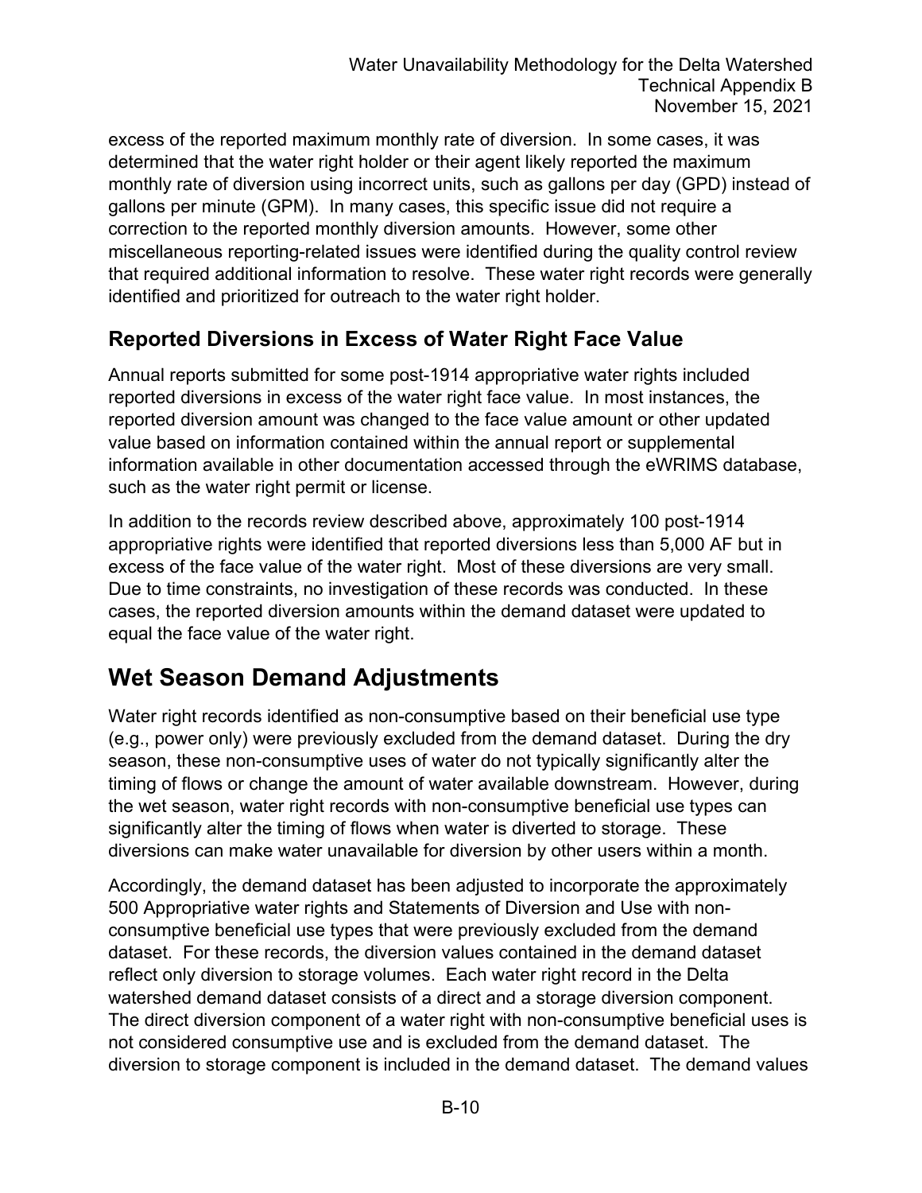excess of the reported maximum monthly rate of diversion. In some cases, it was determined that the water right holder or their agent likely reported the maximum monthly rate of diversion using incorrect units, such as gallons per day (GPD) instead of gallons per minute (GPM). In many cases, this specific issue did not require a correction to the reported monthly diversion amounts. However, some other miscellaneous reporting-related issues were identified during the quality control review that required additional information to resolve. These water right records were generally identified and prioritized for outreach to the water right holder.

### Reported Diversions in Excess of Water Right Face Value

Annual reports submitted for some post-1914 appropriative water rights included reported diversions in excess of the water right face value. In most instances, the reported diversion amount was changed to the face value amount or other updated value based on information contained within the annual report or supplemental information available in other documentation accessed through the eWRIMS database, such as the water right permit or license.

In addition to the records review described above, approximately 100 post-1914 appropriative rights were identified that reported diversions less than 5,000 AF but in excess of the face value of the water right. Most of these diversions are very small. Due to time constraints, no investigation of these records was conducted. In these cases, the reported diversion amounts within the demand dataset were updated to equal the face value of the water right.

## Wet Season Demand Adjustments

Water right records identified as non-consumptive based on their beneficial use type (e.g., power only) were previously excluded from the demand dataset. During the dry season, these non-consumptive uses of water do not typically significantly alter the timing of flows or change the amount of water available downstream. However, during the wet season, water right records with non-consumptive beneficial use types can significantly alter the timing of flows when water is diverted to storage. These diversions can make water unavailable for diversion by other users within a month.

Accordingly, the demand dataset has been adjusted to incorporate the approximately 500 Appropriative water rights and Statements of Diversion and Use with non-consumptive beneficial use types that were previously excluded from the demand dataset. For these records, the diversion values contained in the demand dataset reflect only diversion to storage volumes. Each water right record in the Delta watershed demand dataset consists of a direct and a storage diversion component. The direct diversion component of a water right with non-consumptive beneficial uses is not considered consumptive use and is excluded from the demand dataset. The diversion to storage component is included in the demand dataset. The demand values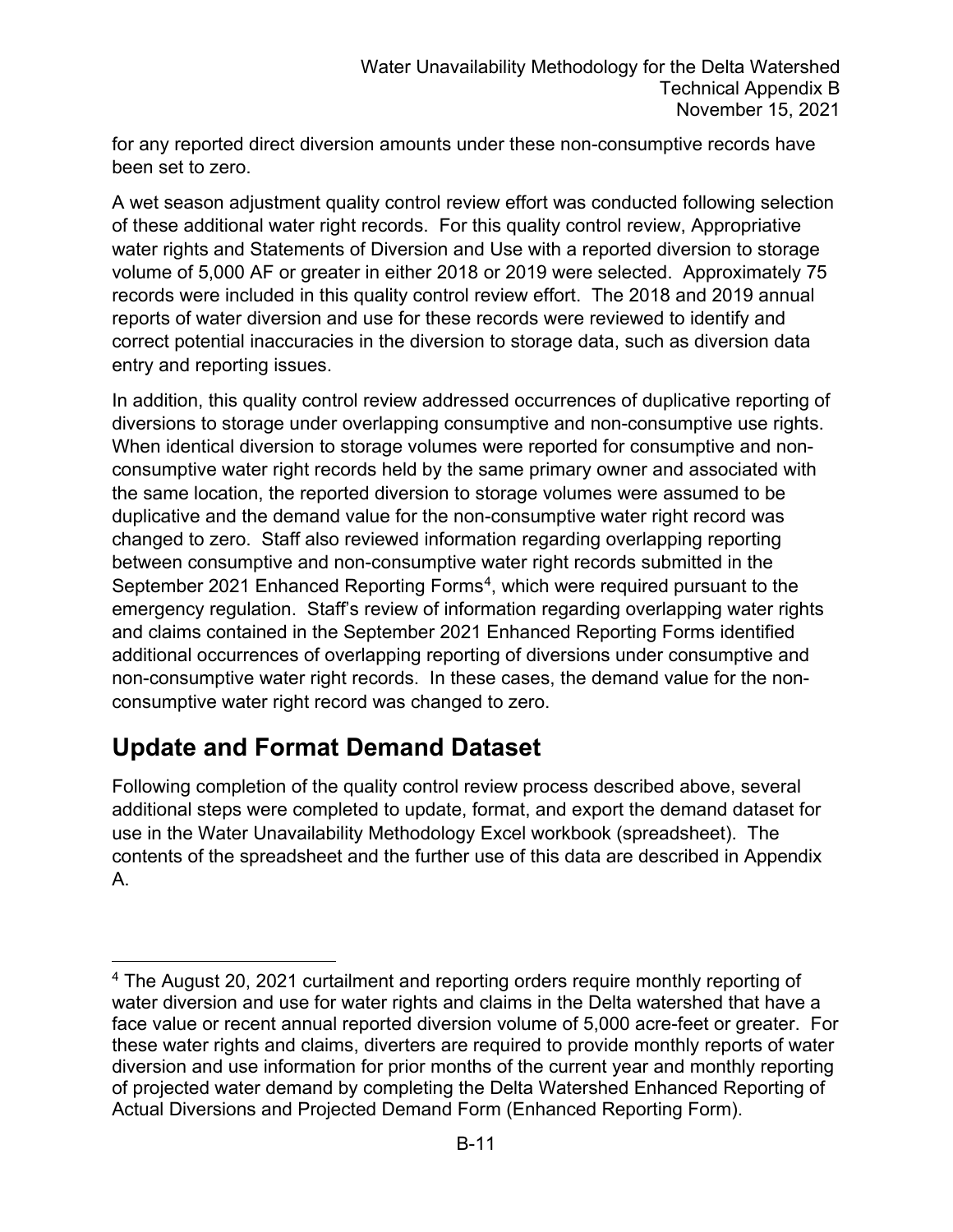for any reported direct diversion amounts under these non-consumptive records have been set to zero.

A wet season adjustment quality control review effort was conducted following selection of these additional water right records. For this quality control review, Appropriative water rights and Statements of Diversion and Use with a reported diversion to storage volume of 5,000 AF or greater in either 2018 or 2019 were selected. Approximately 75 records were included in this quality control review effort. The 2018 and 2019 annual reports of water diversion and use for these records were reviewed to identify and correct potential inaccuracies in the diversion to storage data, such as diversion data entry and reporting issues.

In addition, this quality control review addressed occurrences of duplicative reporting of diversions to storage under overlapping consumptive and non-consumptive use rights. When identical diversion to storage volumes were reported for consumptive and non-consumptive water right records held by the same primary owner and associated with the same location, the reported diversion to storage volumes were assumed to be duplicative and the demand value for the non-consumptive water right record was changed to zero. Staff also reviewed information regarding overlapping reporting between consumptive and non-consumptive water right records submitted in the September 2021 Enhanced Reporting Forms[4], which were required pursuant to the emergency regulation. Staff's review of information regarding overlapping water rights and claims contained in the September 2021 Enhanced Reporting Forms identified additional occurrences of overlapping reporting of diversions under consumptive and non-consumptive water right records. In these cases, the demand value for the non-consumptive water right record was changed to zero.

## Update and Format Demand Dataset

Following completion of the quality control review process described above, several additional steps were completed to update, format, and export the demand dataset for use in the Water Unavailability Methodology Excel workbook (spreadsheet). The contents of the spreadsheet and the further use of this data are described in Appendix A.

---

[4] The August 20, 2021 curtailment and reporting orders require monthly reporting of water diversion and use for water rights and claims in the Delta watershed that have a face value or recent annual reported diversion volume of 5,000 acre-feet or greater. For these water rights and claims, diverters are required to provide monthly reports of water diversion and use information for prior months of the current year and monthly reporting of projected water demand by completing the Delta Watershed Enhanced Reporting of Actual Diversions and Projected Demand Form (Enhanced Reporting Form).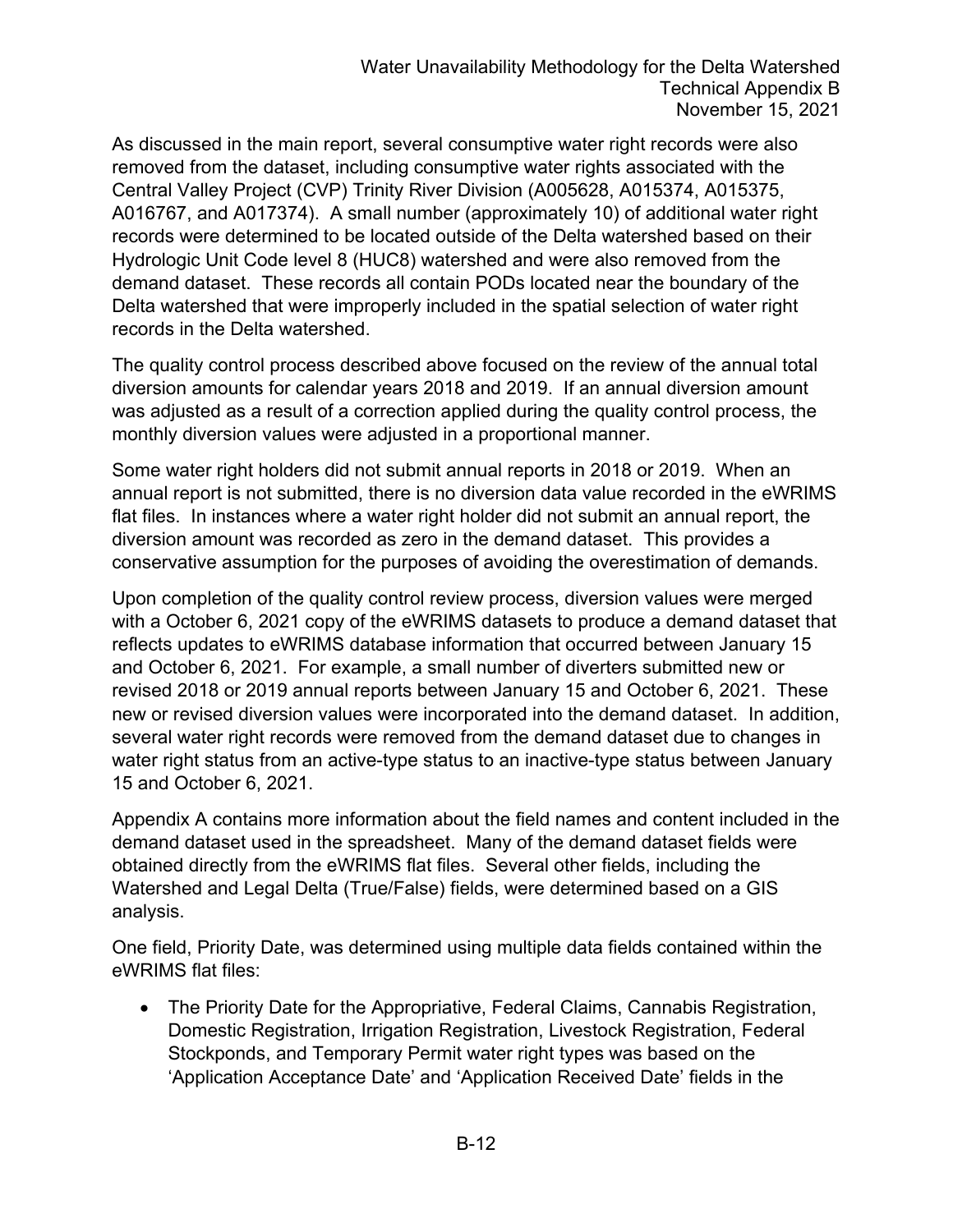As discussed in the main report, several consumptive water right records were also removed from the dataset, including consumptive water rights associated with the Central Valley Project (CVP) Trinity River Division (A005628, A015374, A015375, A016767, and A017374). A small number (approximately 10) of additional water right records were determined to be located outside of the Delta watershed based on their Hydrologic Unit Code level 8 (HUC8) watershed and were also removed from the demand dataset. These records all contain PODs located near the boundary of the Delta watershed that were improperly included in the spatial selection of water right records in the Delta watershed.

The quality control process described above focused on the review of the annual total diversion amounts for calendar years 2018 and 2019. If an annual diversion amount was adjusted as a result of a correction applied during the quality control process, the monthly diversion values were adjusted in a proportional manner.

Some water right holders did not submit annual reports in 2018 or 2019. When an annual report is not submitted, there is no diversion data value recorded in the eWRIMS flat files. In instances where a water right holder did not submit an annual report, the diversion amount was recorded as zero in the demand dataset. This provides a conservative assumption for the purposes of avoiding the overestimation of demands.

Upon completion of the quality control review process, diversion values were merged with a October 6, 2021 copy of the eWRIMS datasets to produce a demand dataset that reflects updates to eWRIMS database information that occurred between January 15 and October 6, 2021. For example, a small number of diverters submitted new or revised 2018 or 2019 annual reports between January 15 and October 6, 2021. These new or revised diversion values were incorporated into the demand dataset. In addition, several water right records were removed from the demand dataset due to changes in water right status from an active-type status to an inactive-type status between January 15 and October 6, 2021.

Appendix A contains more information about the field names and content included in the demand dataset used in the spreadsheet. Many of the demand dataset fields were obtained directly from the eWRIMS flat files. Several other fields, including the Watershed and Legal Delta (True/False) fields, were determined based on a GIS analysis.

One field, Priority Date, was determined using multiple data fields contained within the eWRIMS flat files:

- The Priority Date for the Appropriative, Federal Claims, Cannabis Registration, Domestic Registration, Irrigation Registration, Livestock Registration, Federal Stockponds, and Temporary Permit water right types was based on the 'Application Acceptance Date' and 'Application Received Date' fields in the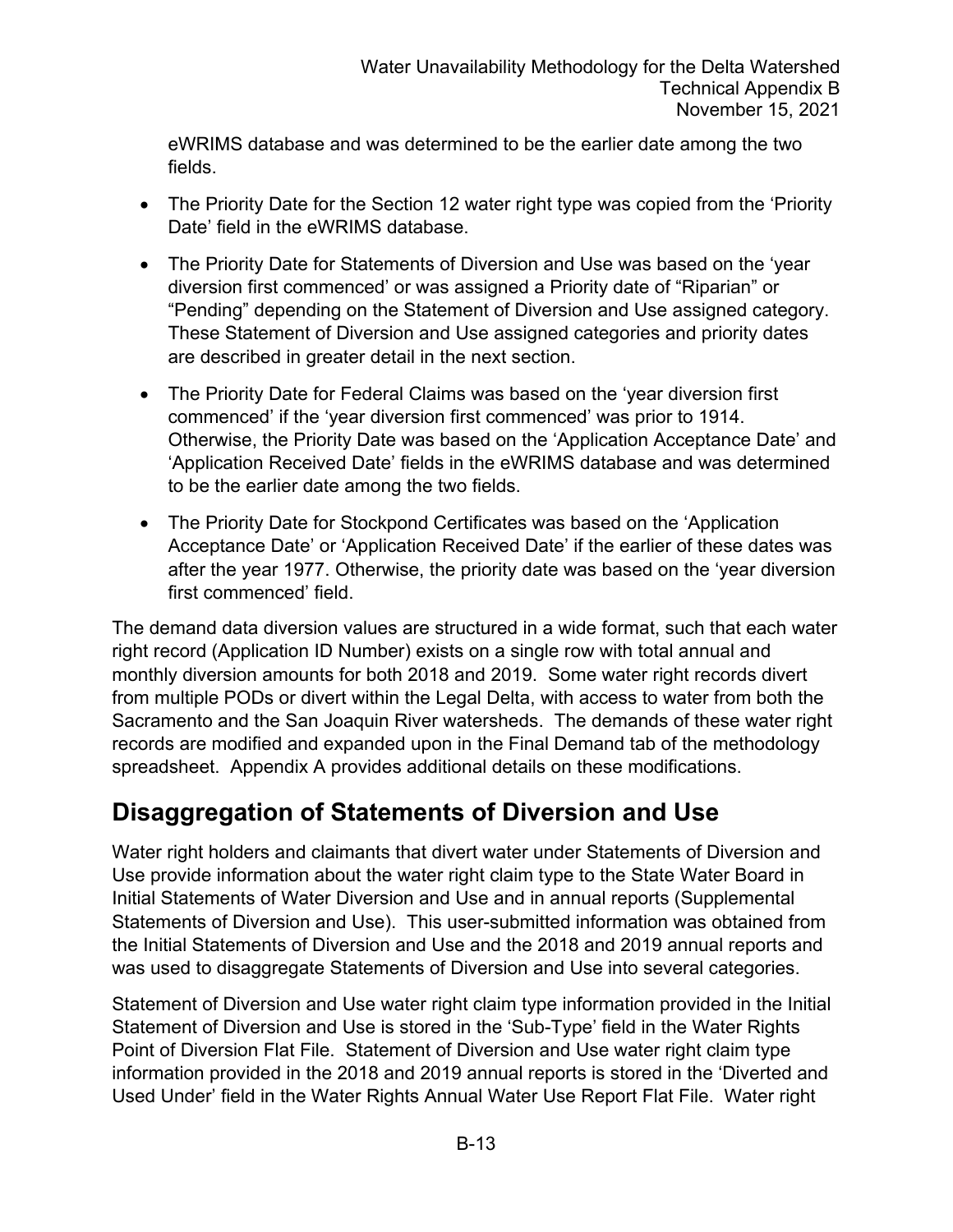eWRIMS database and was determined to be the earlier date among the two fields.

- The Priority Date for the Section 12 water right type was copied from the 'Priority Date' field in the eWRIMS database.
- The Priority Date for Statements of Diversion and Use was based on the 'year diversion first commenced' or was assigned a Priority date of "Riparian" or "Pending" depending on the Statement of Diversion and Use assigned category. These Statement of Diversion and Use assigned categories and priority dates are described in greater detail in the next section.
- The Priority Date for Federal Claims was based on the 'year diversion first commenced' if the 'year diversion first commenced' was prior to 1914. Otherwise, the Priority Date was based on the 'Application Acceptance Date' and 'Application Received Date' fields in the eWRIMS database and was determined to be the earlier date among the two fields.
- The Priority Date for Stockpond Certificates was based on the 'Application Acceptance Date' or 'Application Received Date' if the earlier of these dates was after the year 1977. Otherwise, the priority date was based on the 'year diversion first commenced' field.

The demand data diversion values are structured in a wide format, such that each water right record (Application ID Number) exists on a single row with total annual and monthly diversion amounts for both 2018 and 2019. Some water right records divert from multiple PODs or divert within the Legal Delta, with access to water from both the Sacramento and the San Joaquin River watersheds. The demands of these water right records are modified and expanded upon in the Final Demand tab of the methodology spreadsheet. Appendix A provides additional details on these modifications.

## Disaggregation of Statements of Diversion and Use

Water right holders and claimants that divert water under Statements of Diversion and Use provide information about the water right claim type to the State Water Board in Initial Statements of Water Diversion and Use and in annual reports (Supplemental Statements of Diversion and Use). This user-submitted information was obtained from the Initial Statements of Diversion and Use and the 2018 and 2019 annual reports and was used to disaggregate Statements of Diversion and Use into several categories.

Statement of Diversion and Use water right claim type information provided in the Initial Statement of Diversion and Use is stored in the 'Sub-Type' field in the Water Rights Point of Diversion Flat File. Statement of Diversion and Use water right claim type information provided in the 2018 and 2019 annual reports is stored in the 'Diverted and Used Under' field in the Water Rights Annual Water Use Report Flat File. Water right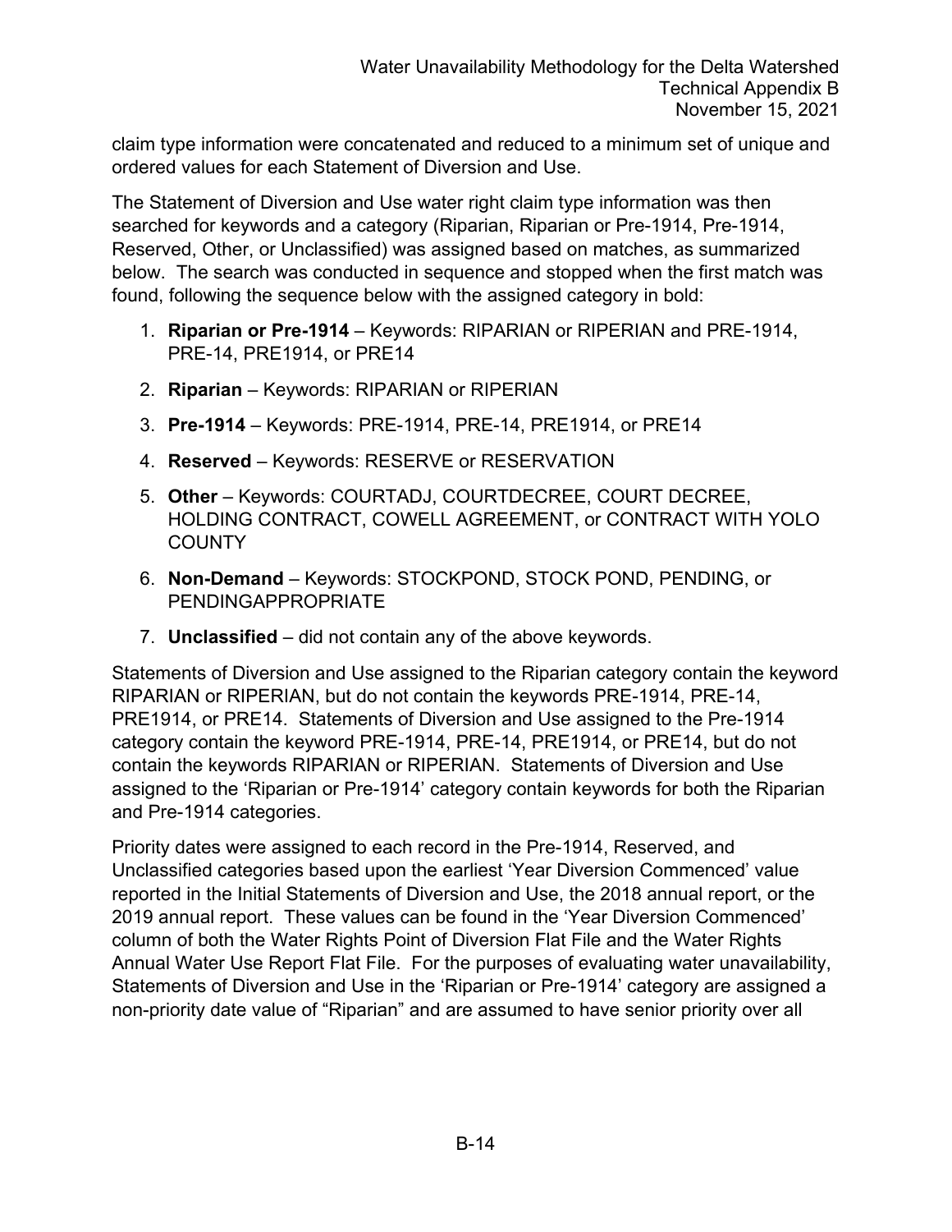claim type information were concatenated and reduced to a minimum set of unique and ordered values for each Statement of Diversion and Use.

The Statement of Diversion and Use water right claim type information was then searched for keywords and a category (Riparian, Riparian or Pre-1914, Pre-1914, Reserved, Other, or Unclassified) was assigned based on matches, as summarized below. The search was conducted in sequence and stopped when the first match was found, following the sequence below with the assigned category in bold:

1. **Riparian or Pre-1914** – Keywords: RIPARIAN or RIPERIAN and PRE-1914, PRE-14, PRE1914, or PRE14
2. **Riparian** – Keywords: RIPARIAN or RIPERIAN
3. **Pre-1914** – Keywords: PRE-1914, PRE-14, PRE1914, or PRE14
4. **Reserved** – Keywords: RESERVE or RESERVATION
5. **Other** – Keywords: COURTADJ, COURTDECREE, COURT DECREE, HOLDING CONTRACT, COWELL AGREEMENT, or CONTRACT WITH YOLO COUNTY
6. **Non-Demand** – Keywords: STOCKPOND, STOCK POND, PENDING, or PENDINGAPPROPRIATE
7. **Unclassified** – did not contain any of the above keywords.

Statements of Diversion and Use assigned to the Riparian category contain the keyword RIPARIAN or RIPERIAN, but do not contain the keywords PRE-1914, PRE-14, PRE1914, or PRE14. Statements of Diversion and Use assigned to the Pre-1914 category contain the keyword PRE-1914, PRE-14, PRE1914, or PRE14, but do not contain the keywords RIPARIAN or RIPERIAN. Statements of Diversion and Use assigned to the 'Riparian or Pre-1914' category contain keywords for both the Riparian and Pre-1914 categories.

Priority dates were assigned to each record in the Pre-1914, Reserved, and Unclassified categories based upon the earliest 'Year Diversion Commenced' value reported in the Initial Statements of Diversion and Use, the 2018 annual report, or the 2019 annual report. These values can be found in the 'Year Diversion Commenced' column of both the Water Rights Point of Diversion Flat File and the Water Rights Annual Water Use Report Flat File. For the purposes of evaluating water unavailability, Statements of Diversion and Use in the 'Riparian or Pre-1914' category are assigned a non-priority date value of "Riparian" and are assumed to have senior priority over all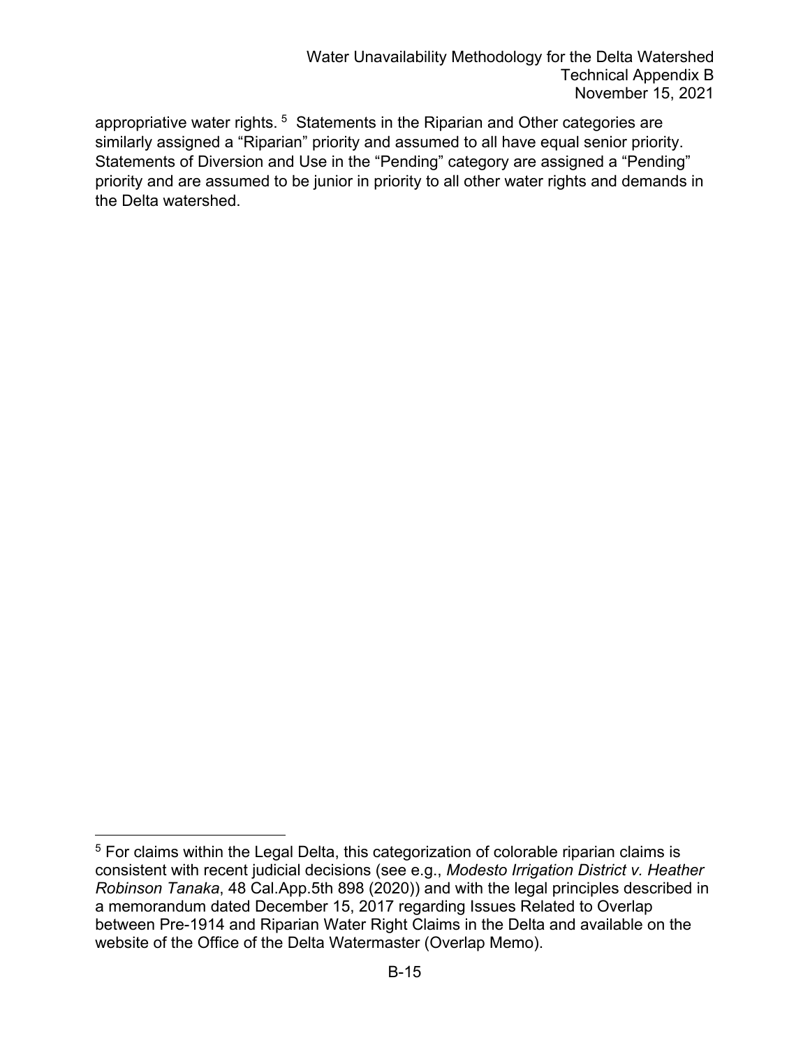appropriative water rights. [5] Statements in the Riparian and Other categories are similarly assigned a "Riparian" priority and assumed to all have equal senior priority. Statements of Diversion and Use in the "Pending" category are assigned a "Pending" priority and are assumed to be junior in priority to all other water rights and demands in the Delta watershed.

---

[5] For claims within the Legal Delta, this categorization of colorable riparian claims is consistent with recent judicial decisions (see e.g., *Modesto Irrigation District v. Heather Robinson Tanaka*, 48 Cal.App.5th 898 (2020)) and with the legal principles described in a memorandum dated December 15, 2017 regarding Issues Related to Overlap between Pre-1914 and Riparian Water Right Claims in the Delta and available on the website of the Office of the Delta Watermaster (Overlap Memo).